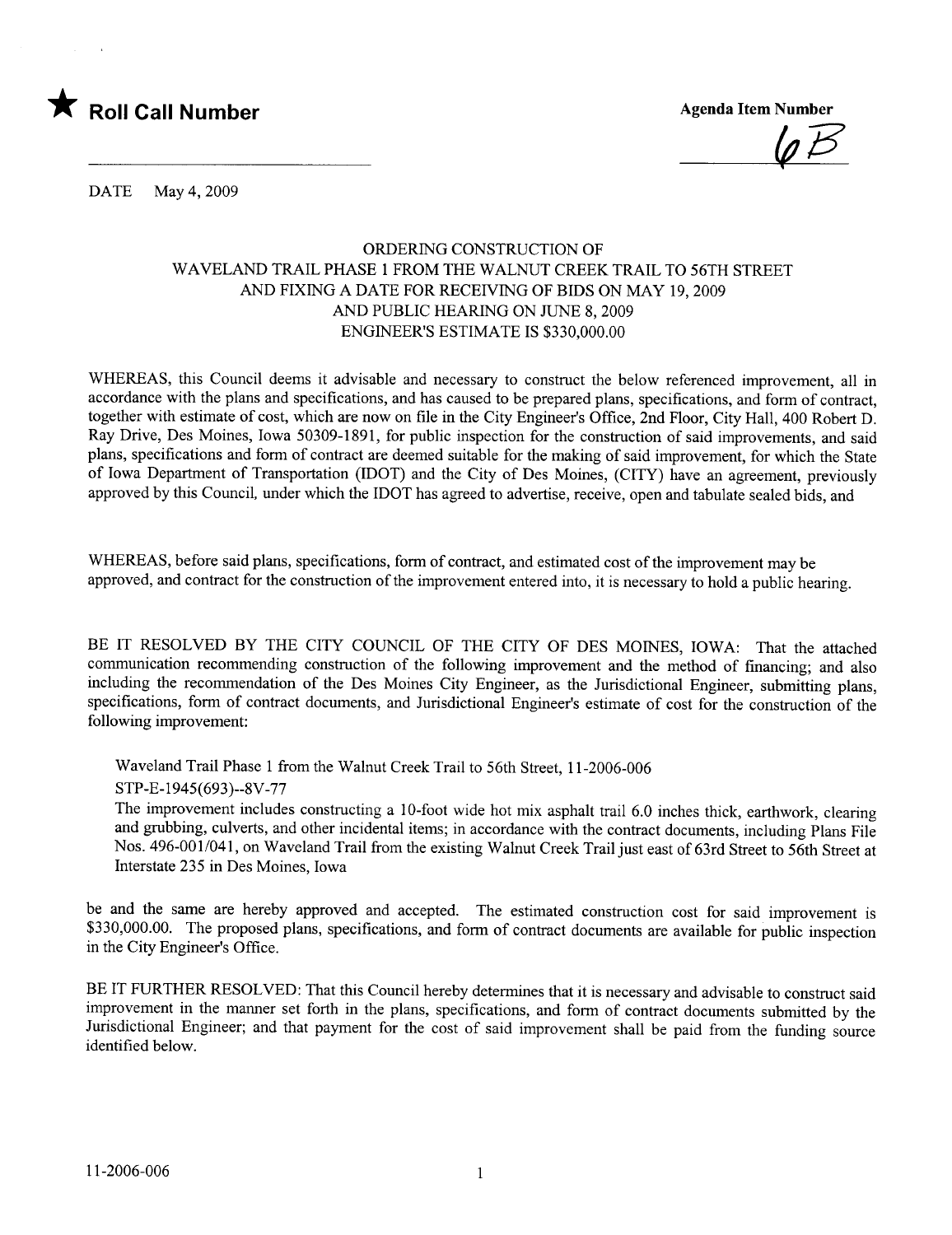★ **Roll Call Number**

**Agenda Item Number**

6B

DATE May 4, 2009

ORDERING CONSTRUCTION OF
WAVELAND TRAIL PHASE 1 FROM THE WALNUT CREEK TRAIL TO 56TH STREET
AND FIXING A DATE FOR RECEIVING OF BIDS ON MAY 19, 2009
AND PUBLIC HEARING ON JUNE 8, 2009
ENGINEER'S ESTIMATE IS $330,000.00

WHEREAS, this Council deems it advisable and necessary to construct the below referenced improvement, all in accordance with the plans and specifications, and has caused to be prepared plans, specifications, and form of contract, together with estimate of cost, which are now on file in the City Engineer's Office, 2nd Floor, City Hall, 400 Robert D. Ray Drive, Des Moines, Iowa 50309-1891, for public inspection for the construction of said improvements, and said plans, specifications and form of contract are deemed suitable for the making of said improvement, for which the State of Iowa Department of Transportation (IDOT) and the City of Des Moines, (CITY) have an agreement, previously approved by this Council, under which the IDOT has agreed to advertise, receive, open and tabulate sealed bids, and

WHEREAS, before said plans, specifications, form of contract, and estimated cost of the improvement may be approved, and contract for the construction of the improvement entered into, it is necessary to hold a public hearing.

BE IT RESOLVED BY THE CITY COUNCIL OF THE CITY OF DES MOINES, IOWA: That the attached communication recommending construction of the following improvement and the method of financing; and also including the recommendation of the Des Moines City Engineer, as the Jurisdictional Engineer, submitting plans, specifications, form of contract documents, and Jurisdictional Engineer's estimate of cost for the construction of the following improvement:

> Waveland Trail Phase 1 from the Walnut Creek Trail to 56th Street, 11-2006-006
> STP-E-1945(693)--8V-77
> The improvement includes constructing a 10-foot wide hot mix asphalt trail 6.0 inches thick, earthwork, clearing and grubbing, culverts, and other incidental items; in accordance with the contract documents, including Plans File Nos. 496-001/041, on Waveland Trail from the existing Walnut Creek Trail just east of 63rd Street to 56th Street at Interstate 235 in Des Moines, Iowa

be and the same are hereby approved and accepted. The estimated construction cost for said improvement is $330,000.00. The proposed plans, specifications, and form of contract documents are available for public inspection in the City Engineer's Office.

BE IT FURTHER RESOLVED: That this Council hereby determines that it is necessary and advisable to construct said improvement in the manner set forth in the plans, specifications, and form of contract documents submitted by the Jurisdictional Engineer; and that payment for the cost of said improvement shall be paid from the funding source identified below.

11-2006-006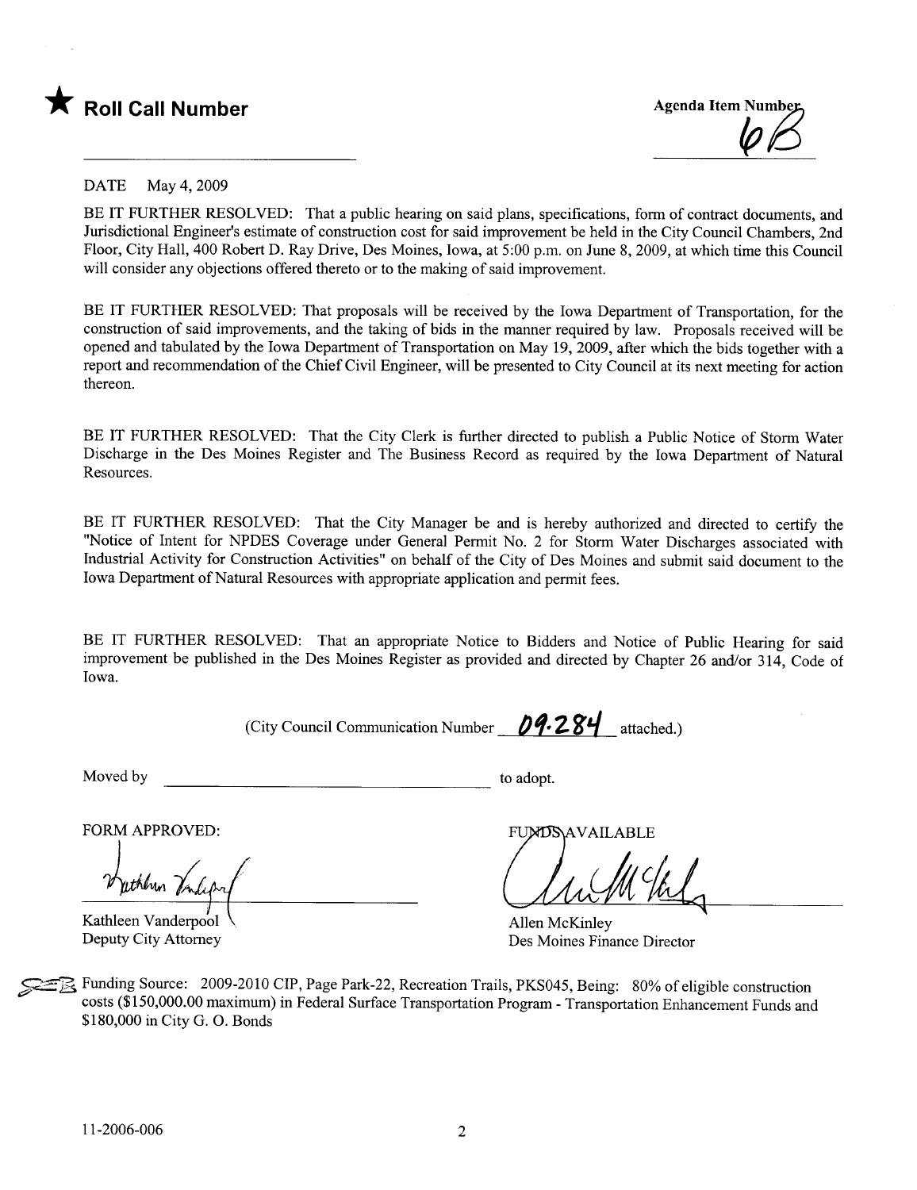★ **Roll Call Number**

Agenda Item Number 6B

DATE May 4, 2009

BE IT FURTHER RESOLVED: That a public hearing on said plans, specifications, form of contract documents, and Jurisdictional Engineer's estimate of construction cost for said improvement be held in the City Council Chambers, 2nd Floor, City Hall, 400 Robert D. Ray Drive, Des Moines, Iowa, at 5:00 p.m. on June 8, 2009, at which time this Council will consider any objections offered thereto or to the making of said improvement.

BE IT FURTHER RESOLVED: That proposals will be received by the Iowa Department of Transportation, for the construction of said improvements, and the taking of bids in the manner required by law. Proposals received will be opened and tabulated by the Iowa Department of Transportation on May 19, 2009, after which the bids together with a report and recommendation of the Chief Civil Engineer, will be presented to City Council at its next meeting for action thereon.

BE IT FURTHER RESOLVED: That the City Clerk is further directed to publish a Public Notice of Storm Water Discharge in the Des Moines Register and The Business Record as required by the Iowa Department of Natural Resources.

BE IT FURTHER RESOLVED: That the City Manager be and is hereby authorized and directed to certify the "Notice of Intent for NPDES Coverage under General Permit No. 2 for Storm Water Discharges associated with Industrial Activity for Construction Activities" on behalf of the City of Des Moines and submit said document to the Iowa Department of Natural Resources with appropriate application and permit fees.

BE IT FURTHER RESOLVED: That an appropriate Notice to Bidders and Notice of Public Hearing for said improvement be published in the Des Moines Register as provided and directed by Chapter 26 and/or 314, Code of Iowa.

(City Council Communication Number 09-284 attached.)

Moved by ______________________ to adopt.

FORM APPROVED:

Kathleen Vanderpool
Deputy City Attorney

FUNDS AVAILABLE

Allen McKinley
Des Moines Finance Director

Funding Source: 2009-2010 CIP, Page Park-22, Recreation Trails, PKS045, Being: 80% of eligible construction costs ($150,000.00 maximum) in Federal Surface Transportation Program - Transportation Enhancement Funds and $180,000 in City G. O. Bonds

11-2006-006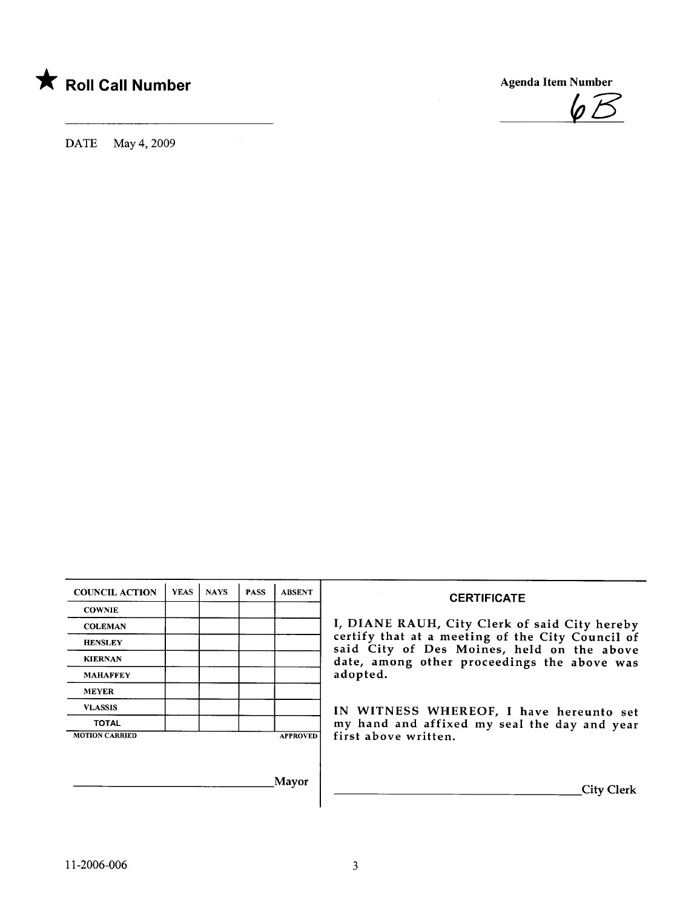★ **Roll Call Number**

**Agenda Item Number**

6B

DATE May 4, 2009

| COUNCIL ACTION | YEAS | NAYS | PASS | ABSENT |
|---|---|---|---|---|
| COWNIE | | | | |
| COLEMAN | | | | |
| HENSLEY | | | | |
| KIERNAN | | | | |
| MAHAFFEY | | | | |
| MEYER | | | | |
| VLASSIS | | | | |
| TOTAL | | | | |

MOTION CARRIED APPROVED

_______________________________Mayor

**CERTIFICATE**

I, DIANE RAUH, City Clerk of said City hereby certify that at a meeting of the City Council of said City of Des Moines, held on the above date, among other proceedings the above was adopted.

IN WITNESS WHEREOF, I have hereunto set my hand and affixed my seal the day and year first above written.

_______________________________City Clerk

11-2006-006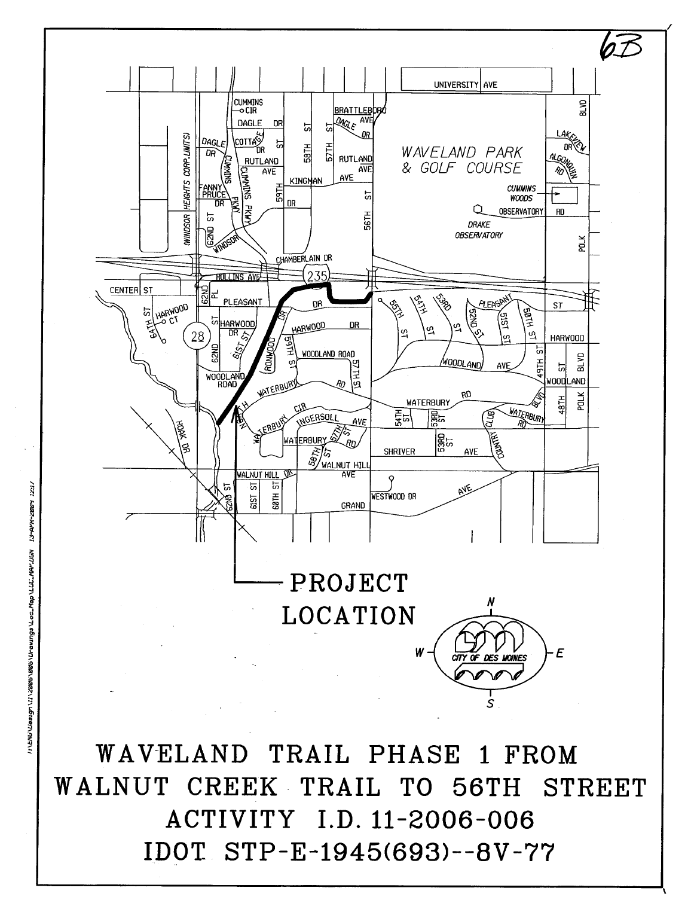6B

PROJECT LOCATION

# WAVELAND TRAIL PHASE 1 FROM WALNUT CREEK TRAIL TO 56TH STREET

## ACTIVITY I.D. 11-2006-006

## IDOT STP-E-1945(693)--8V-77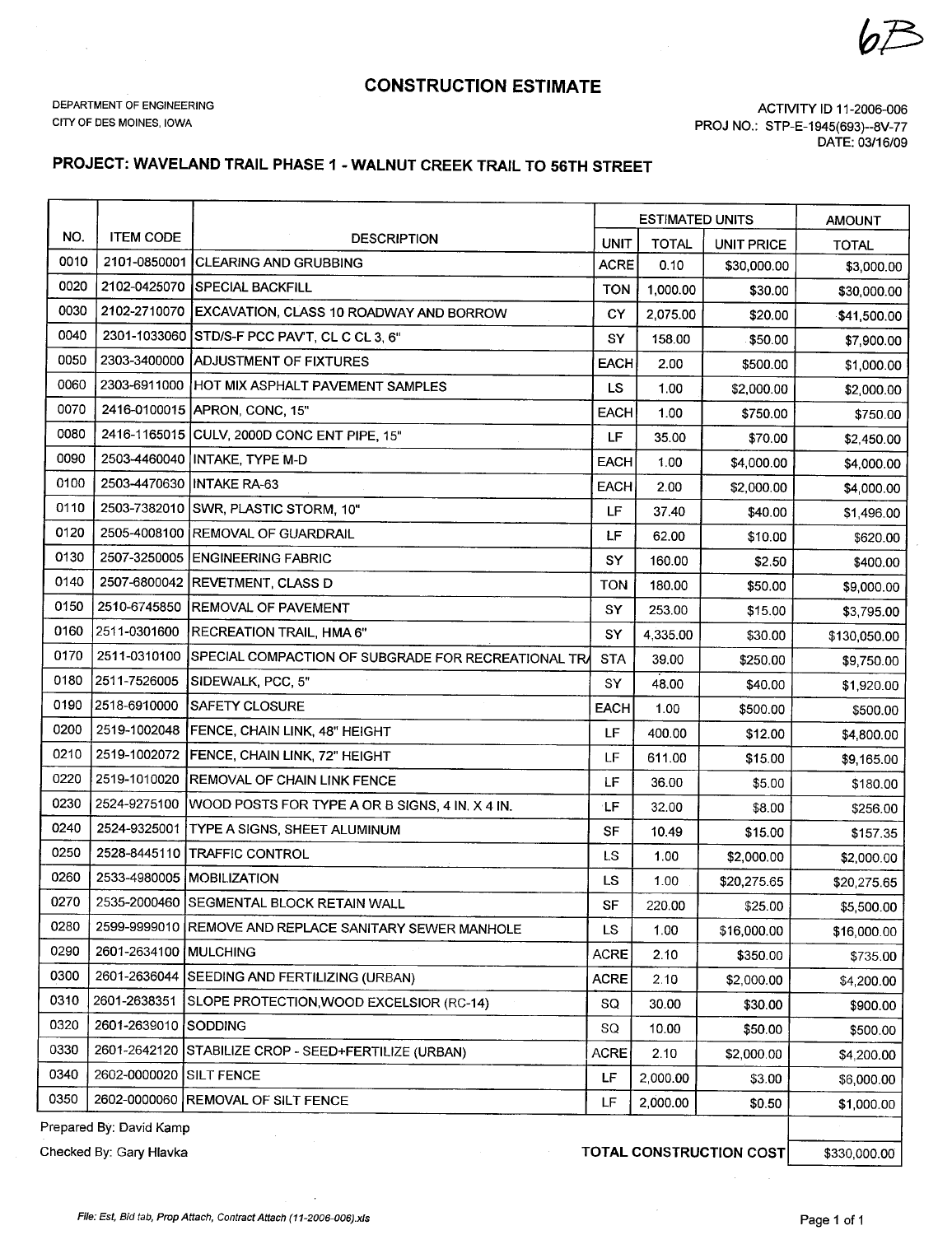6B

# CONSTRUCTION ESTIMATE

DEPARTMENT OF ENGINEERING
CITY OF DES MOINES, IOWA

ACTIVITY ID 11-2006-006
PROJ NO.: STP-E-1945(693)--8V-77
DATE: 03/16/09

## PROJECT: WAVELAND TRAIL PHASE 1 - WALNUT CREEK TRAIL TO 56TH STREET

| NO. | ITEM CODE | DESCRIPTION | ESTIMATED UNITS | | | AMOUNT |
|---|---|---|---|---|---|---|
| | | | UNIT | TOTAL | UNIT PRICE | TOTAL |
| 0010 | 2101-0850001 | CLEARING AND GRUBBING | ACRE | 0.10 | $30,000.00 | $3,000.00 |
| 0020 | 2102-0425070 | SPECIAL BACKFILL | TON | 1,000.00 | $30.00 | $30,000.00 |
| 0030 | 2102-2710070 | EXCAVATION, CLASS 10 ROADWAY AND BORROW | CY | 2,075.00 | $20.00 | $41,500.00 |
| 0040 | 2301-1033060 | STD/S-F PCC PAV'T, CL C CL 3, 6" | SY | 158.00 | $50.00 | $7,900.00 |
| 0050 | 2303-3400000 | ADJUSTMENT OF FIXTURES | EACH | 2.00 | $500.00 | $1,000.00 |
| 0060 | 2303-6911000 | HOT MIX ASPHALT PAVEMENT SAMPLES | LS | 1.00 | $2,000.00 | $2,000.00 |
| 0070 | 2416-0100015 | APRON, CONC, 15" | EACH | 1.00 | $750.00 | $750.00 |
| 0080 | 2416-1165015 | CULV, 2000D CONC ENT PIPE, 15" | LF | 35.00 | $70.00 | $2,450.00 |
| 0090 | 2503-4460040 | INTAKE, TYPE M-D | EACH | 1.00 | $4,000.00 | $4,000.00 |
| 0100 | 2503-4470630 | INTAKE RA-63 | EACH | 2.00 | $2,000.00 | $4,000.00 |
| 0110 | 2503-7382010 | SWR, PLASTIC STORM, 10" | LF | 37.40 | $40.00 | $1,496.00 |
| 0120 | 2505-4008100 | REMOVAL OF GUARDRAIL | LF | 62.00 | $10.00 | $620.00 |
| 0130 | 2507-3250005 | ENGINEERING FABRIC | SY | 160.00 | $2.50 | $400.00 |
| 0140 | 2507-6800042 | REVETMENT, CLASS D | TON | 180.00 | $50.00 | $9,000.00 |
| 0150 | 2510-6745850 | REMOVAL OF PAVEMENT | SY | 253.00 | $15.00 | $3,795.00 |
| 0160 | 2511-0301600 | RECREATION TRAIL, HMA 6" | SY | 4,335.00 | $30.00 | $130,050.00 |
| 0170 | 2511-0310100 | SPECIAL COMPACTION OF SUBGRADE FOR RECREATIONAL TR | STA | 39.00 | $250.00 | $9,750.00 |
| 0180 | 2511-7526005 | SIDEWALK, PCC, 5" | SY | 48.00 | $40.00 | $1,920.00 |
| 0190 | 2518-6910000 | SAFETY CLOSURE | EACH | 1.00 | $500.00 | $500.00 |
| 0200 | 2519-1002048 | FENCE, CHAIN LINK, 48" HEIGHT | LF | 400.00 | $12.00 | $4,800.00 |
| 0210 | 2519-1002072 | FENCE, CHAIN LINK, 72" HEIGHT | LF | 611.00 | $15.00 | $9,165.00 |
| 0220 | 2519-1010020 | REMOVAL OF CHAIN LINK FENCE | LF | 36.00 | $5.00 | $180.00 |
| 0230 | 2524-9275100 | WOOD POSTS FOR TYPE A OR B SIGNS, 4 IN. X 4 IN. | LF | 32.00 | $8.00 | $256.00 |
| 0240 | 2524-9325001 | TYPE A SIGNS, SHEET ALUMINUM | SF | 10.49 | $15.00 | $157.35 |
| 0250 | 2528-8445110 | TRAFFIC CONTROL | LS | 1.00 | $2,000.00 | $2,000.00 |
| 0260 | 2533-4980005 | MOBILIZATION | LS | 1.00 | $20,275.65 | $20,275.65 |
| 0270 | 2535-2000460 | SEGMENTAL BLOCK RETAIN WALL | SF | 220.00 | $25.00 | $5,500.00 |
| 0280 | 2599-9999010 | REMOVE AND REPLACE SANITARY SEWER MANHOLE | LS | 1.00 | $16,000.00 | $16,000.00 |
| 0290 | 2601-2634100 | MULCHING | ACRE | 2.10 | $350.00 | $735.00 |
| 0300 | 2601-2636044 | SEEDING AND FERTILIZING (URBAN) | ACRE | 2.10 | $2,000.00 | $4,200.00 |
| 0310 | 2601-2638351 | SLOPE PROTECTION,WOOD EXCELSIOR (RC-14) | SQ | 30.00 | $30.00 | $900.00 |
| 0320 | 2601-2639010 | SODDING | SQ | 10.00 | $50.00 | $500.00 |
| 0330 | 2601-2642120 | STABILIZE CROP - SEED+FERTILIZE (URBAN) | ACRE | 2.10 | $2,000.00 | $4,200.00 |
| 0340 | 2602-0000020 | SILT FENCE | LF | 2,000.00 | $3.00 | $6,000.00 |
| 0350 | 2602-0000060 | REMOVAL OF SILT FENCE | LF | 2,000.00 | $0.50 | $1,000.00 |
| | | | | | TOTAL CONSTRUCTION COST | $330,000.00 |

Prepared By: David Kamp

Checked By: Gary Hlavka

*File: Est, Bid tab, Prop Attach, Contract Attach (11-2006-006).xls*